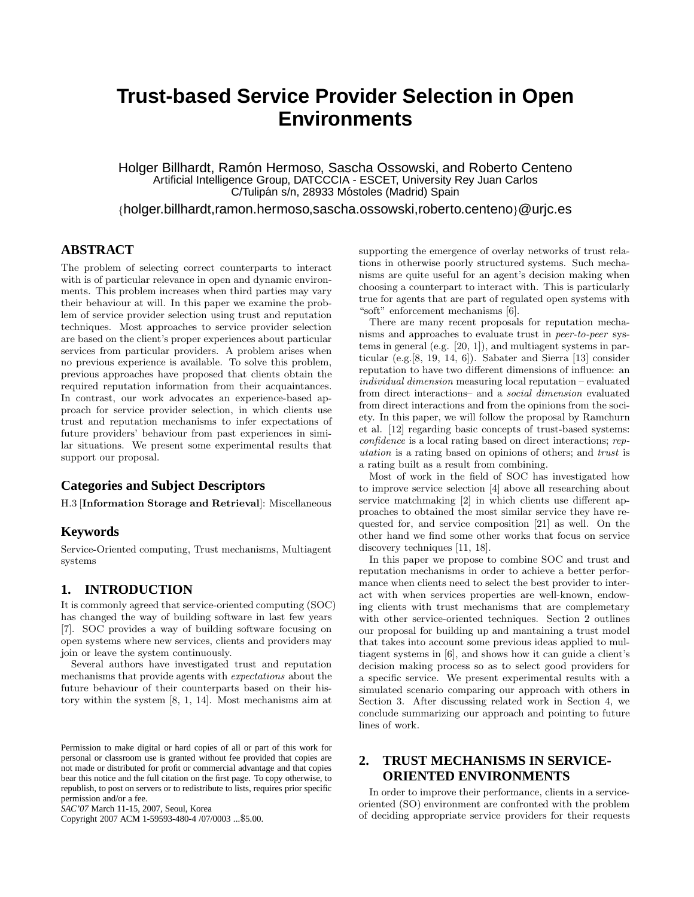# Trust-based Service Provider Selection in Open Environments

Holger Billhardt, Ramón Hermoso, Sascha Ossowski, and Roberto Centeno
Artificial Intelligence Group, DATCCCIA - ESCET, University Rey Juan Carlos
C/Tulipán s/n, 28933 Móstoles (Madrid) Spain
{holger.billhardt,ramon.hermoso,sascha.ossowski,roberto.centeno}@urjc.es

## ABSTRACT

The problem of selecting correct counterparts to interact with is of particular relevance in open and dynamic environments. This problem increases when third parties may vary their behaviour at will. In this paper we examine the problem of service provider selection using trust and reputation techniques. Most approaches to service provider selection are based on the client's proper experiences about particular services from particular providers. A problem arises when no previous experience is available. To solve this problem, previous approaches have proposed that clients obtain the required reputation information from their acquaintances. In contrast, our work advocates an experience-based approach for service provider selection, in which clients use trust and reputation mechanisms to infer expectations of future providers' behaviour from past experiences in similar situations. We present some experimental results that support our proposal.

### Categories and Subject Descriptors

H.3 [**Information Storage and Retrieval**]: Miscellaneous

### Keywords

Service-Oriented computing, Trust mechanisms, Multiagent systems

## 1. INTRODUCTION

It is commonly agreed that service-oriented computing (SOC) has changed the way of building software in last few years [7]. SOC provides a way of building software focusing on open systems where new services, clients and providers may join or leave the system continuously.

Several authors have investigated trust and reputation mechanisms that provide agents with *expectations* about the future behaviour of their counterparts based on their history within the system [8, 1, 14]. Most mechanisms aim at supporting the emergence of overlay networks of trust relations in otherwise poorly structured systems. Such mechanisms are quite useful for an agent's decision making when choosing a counterpart to interact with. This is particularly true for agents that are part of regulated open systems with "soft" enforcement mechanisms [6].

There are many recent proposals for reputation mechanisms and approaches to evaluate trust in *peer-to-peer* systems in general (e.g. [20, 1]), and multiagent systems in particular (e.g.[8, 19, 14, 6]). Sabater and Sierra [13] consider reputation to have two different dimensions of influence: an *individual dimension* measuring local reputation – evaluated from direct interactions– and a *social dimension* evaluated from direct interactions and from the opinions from the society. In this paper, we will follow the proposal by Ramchurn et al. [12] regarding basic concepts of trust-based systems: *confidence* is a local rating based on direct interactions; *reputation* is a rating based on opinions of others; and *trust* is a rating built as a result from combining.

Most of work in the field of SOC has investigated how to improve service selection [4] above all researching about service matchmaking [2] in which clients use different approaches to obtained the most similar service they have requested for, and service composition [21] as well. On the other hand we find some other works that focus on service discovery techniques [11, 18].

In this paper we propose to combine SOC and trust and reputation mechanisms in order to achieve a better performance when clients need to select the best provider to interact with when services properties are well-known, endowing clients with trust mechanisms that are complemetary with other service-oriented techniques. Section 2 outlines our proposal for building up and mantaining a trust model that takes into account some previous ideas applied to multiagent systems in [6], and shows how it can guide a client's decision making process so as to select good providers for a specific service. We present experimental results with a simulated scenario comparing our approach with others in Section 3. After discussing related work in Section 4, we conclude summarizing our approach and pointing to future lines of work.

## 2. TRUST MECHANISMS IN SERVICE-ORIENTED ENVIRONMENTS

In order to improve their performance, clients in a service-oriented (SO) environment are confronted with the problem of deciding appropriate service providers for their requests

Permission to make digital or hard copies of all or part of this work for personal or classroom use is granted without fee provided that copies are not made or distributed for profit or commercial advantage and that copies bear this notice and the full citation on the first page. To copy otherwise, to republish, to post on servers or to redistribute to lists, requires prior specific permission and/or a fee.
*SAC'07* March 11-15, 2007, Seoul, Korea
Copyright 2007 ACM 1-59593-480-4 /07/0003 ...$5.00.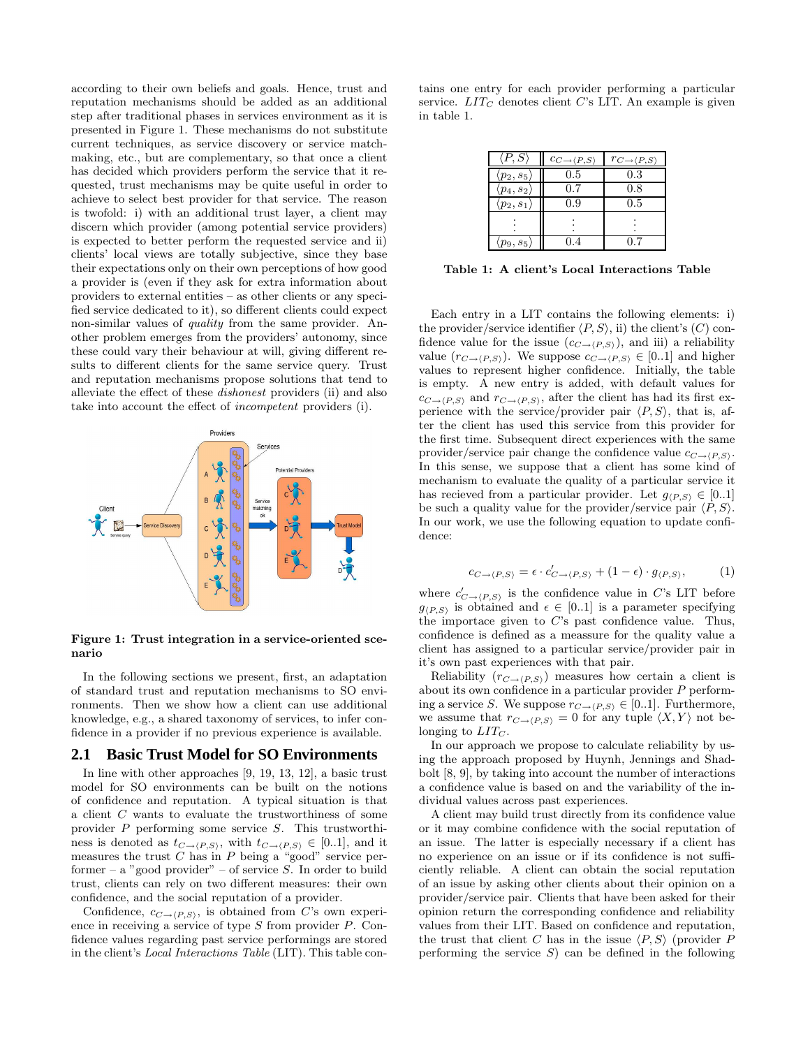according to their own beliefs and goals. Hence, trust and reputation mechanisms should be added as an additional step after traditional phases in services environment as it is presented in Figure 1. These mechanisms do not substitute current techniques, as service discovery or service matchmaking, etc., but are complementary, so that once a client has decided which providers perform the service that it requested, trust mechanisms may be quite useful in order to achieve to select best provider for that service. The reason is twofold: i) with an additional trust layer, a client may discern which provider (among potential service providers) is expected to better perform the requested service and ii) clients' local views are totally subjective, since they base their expectations only on their own perceptions of how good a provider is (even if they ask for extra information about providers to external entities – as other clients or any specified service dedicated to it), so different clients could expect non-similar values of *quality* from the same provider. Another problem emerges from the providers' autonomy, since these could vary their behaviour at will, giving different results to different clients for the same service query. Trust and reputation mechanisms propose solutions that tend to alleviate the effect of these *dishonest* providers (ii) and also take into account the effect of *incompetent* providers (i).

Providers

Services

Potential Providers

Client

Service query

Service Discovery

A

B

C

D

E

Service matching ok

C

D

E

Trust Model

D

**Figure 1: Trust integration in a service-oriented scenario**

In the following sections we present, first, an adaptation of standard trust and reputation mechanisms to SO environments. Then we show how a client can use additional knowledge, e.g., a shared taxonomy of services, to infer confidence in a provider if no previous experience is available.

## 2.1 Basic Trust Model for SO Environments

In line with other approaches [9, 19, 13, 12], a basic trust model for SO environments can be built on the notions of confidence and reputation. A typical situation is that a client $C$ wants to evaluate the trustworthiness of some provider $P$ performing some service $S$. This trustworthiness is denoted as $t_{C\rightarrow\langle P,S\rangle}$, with $t_{C\rightarrow\langle P,S\rangle} \in [0..1]$, and it measures the trust $C$ has in $P$ being a "good" service performer – a "good provider" – of service $S$. In order to build trust, clients can rely on two different measures: their own confidence, and the social reputation of a provider.

Confidence, $c_{C\rightarrow\langle P,S\rangle}$, is obtained from $C$'s own experience in receiving a service of type $S$ from provider $P$. Confidence values regarding past service performings are stored in the client's *Local Interactions Table* (LIT). This table contains one entry for each provider performing a particular service. $LIT_C$ denotes client $C$'s LIT. An example is given in table 1.

| $\langle P,S\rangle$ | $c_{C\rightarrow\langle P,S\rangle}$ | $r_{C\rightarrow\langle P,S\rangle}$ |
|---|---|---|
| $\langle p_2,s_5\rangle$ | 0.5 | 0.3 |
| $\langle p_4,s_2\rangle$ | 0.7 | 0.8 |
| $\langle p_2,s_1\rangle$ | 0.9 | 0.5 |
| $\vdots$ | $\vdots$ | $\vdots$ |
| $\langle p_9,s_5\rangle$ | 0.4 | 0.7 |

**Table 1: A client's Local Interactions Table**

Each entry in a LIT contains the following elements: i) the provider/service identifier $\langle P,S\rangle$, ii) the client's ($C$) confidence value for the issue ($c_{C\rightarrow\langle P,S\rangle}$), and iii) a reliability value ($r_{C\rightarrow\langle P,S\rangle}$). We suppose $c_{C\rightarrow\langle P,S\rangle} \in [0..1]$ and higher values to represent higher confidence. Initially, the table is empty. A new entry is added, with default values for $c_{C\rightarrow\langle P,S\rangle}$ and $r_{C\rightarrow\langle P,S\rangle}$, after the client has had its first experience with the service/provider pair $\langle P,S\rangle$, that is, after the client has used this service from this provider for the first time. Subsequent direct experiences with the same provider/service pair change the confidence value $c_{C\rightarrow\langle P,S\rangle}$. In this sense, we suppose that a client has some kind of mechanism to evaluate the quality of a particular service it has recieved from a particular provider. Let $g_{\langle P,S\rangle} \in [0..1]$ be such a quality value for the provider/service pair $\langle P,S\rangle$. In our work, we use the following equation to update confidence:

$$c_{C\rightarrow\langle P,S\rangle} = \epsilon \cdot c'_{C\rightarrow\langle P,S\rangle} + (1-\epsilon)\cdot g_{\langle P,S\rangle}, \qquad (1)$$

where $c'_{C\rightarrow\langle P,S\rangle}$ is the confidence value in $C$'s LIT before $g_{\langle P,S\rangle}$ is obtained and $\epsilon \in [0..1]$ is a parameter specifying the importace given to $C$'s past confidence value. Thus, confidence is defined as a meassure for the quality value a client has assigned to a particular service/provider pair in it's own past experiences with that pair.

Reliability ($r_{C\rightarrow\langle P,S\rangle}$) measures how certain a client is about its own confidence in a particular provider $P$ performing a service $S$. We suppose $r_{C\rightarrow\langle P,S\rangle} \in [0..1]$. Furthermore, we assume that $r_{C\rightarrow\langle P,S\rangle} = 0$ for any tuple $\langle X,Y\rangle$ not belonging to $LIT_C$.

In our approach we propose to calculate reliability by using the approach proposed by Huynh, Jennings and Shadbolt [8, 9], by taking into account the number of interactions a confidence value is based on and the variability of the individual values across past experiences.

A client may build trust directly from its confidence value or it may combine confidence with the social reputation of an issue. The latter is especially necessary if a client has no experience on an issue or if its confidence is not sufficiently reliable. A client can obtain the social reputation of an issue by asking other clients about their opinion on a provider/service pair. Clients that have been asked for their opinion return the corresponding confidence and reliability values from their LIT. Based on confidence and reputation, the trust that client $C$ has in the issue $\langle P,S\rangle$ (provider $P$ performing the service $S$) can be defined in the following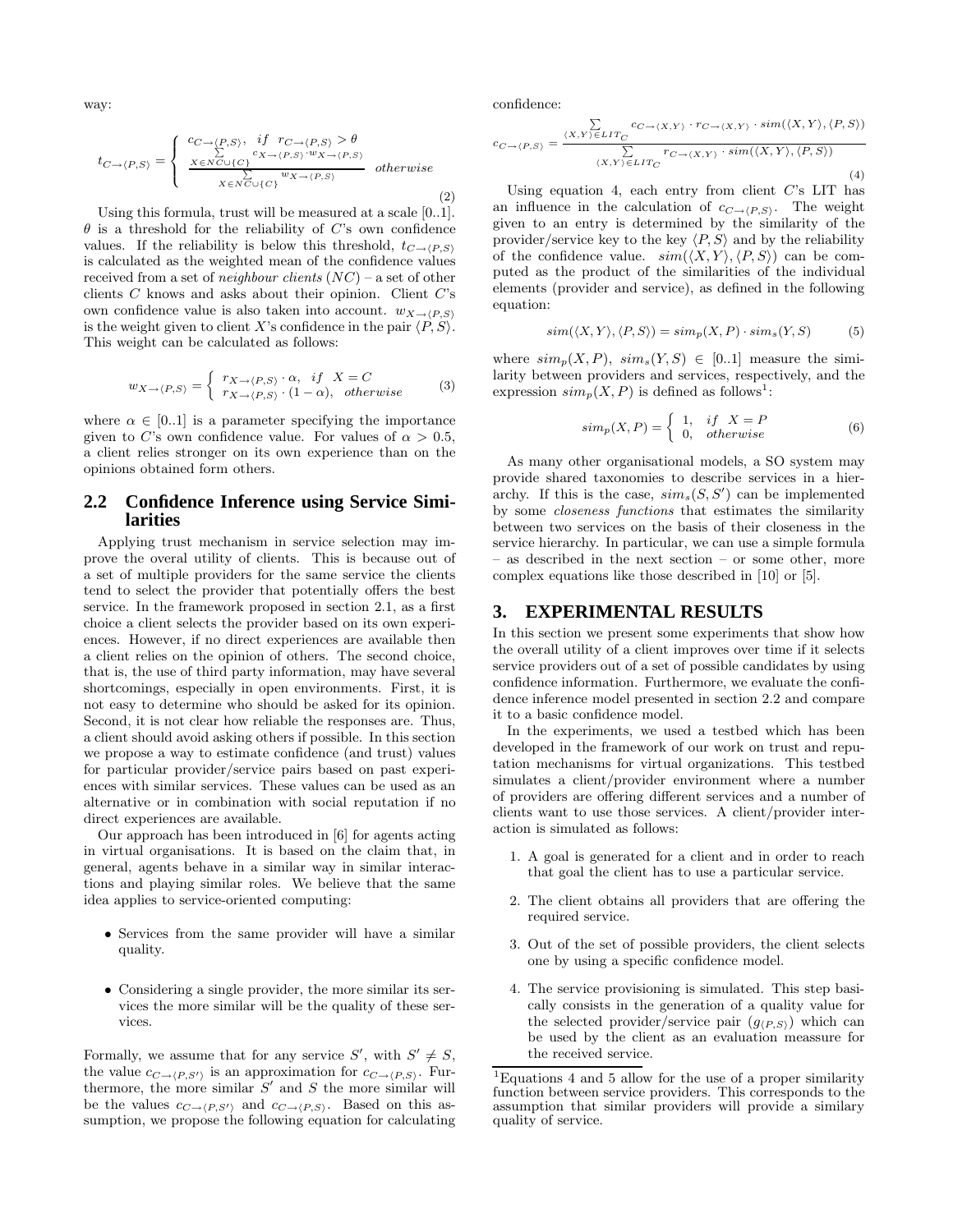way:

$$
t_{C \to \langle P,S \rangle} = \begin{cases} c_{C \to \langle P,S \rangle}, & if \ \ r_{C \to \langle P,S \rangle} > \theta \\ \frac{\sum\limits_{X \in NC \cup \{C\}} c_{X \to \langle P,S \rangle} \cdot w_{X \to \langle P,S \rangle}}{\sum\limits_{X \in NC \cup \{C\}} w_{X \to \langle P,S \rangle}} & otherwise \end{cases} \tag{2}
$$

Using this formula, trust will be measured at a scale [0..1]. $\theta$ is a threshold for the reliability of $C$'s own confidence values. If the reliability is below this threshold, $t_{C \to \langle P,S \rangle}$ is calculated as the weighted mean of the confidence values received from a set of *neighbour clients* ($NC$) – a set of other clients $C$ knows and asks about their opinion. Client $C$'s own confidence value is also taken into account. $w_{X \to \langle P,S \rangle}$ is the weight given to client $X$'s confidence in the pair $\langle P, S \rangle$. This weight can be calculated as follows:

$$
w_{X \to \langle P,S \rangle} = \begin{cases} r_{X \to \langle P,S \rangle} \cdot \alpha, & if \ \ X = C \\ r_{X \to \langle P,S \rangle} \cdot (1 - \alpha), & otherwise \end{cases} \tag{3}
$$

where $\alpha \in [0..1]$ is a parameter specifying the importance given to $C$'s own confidence value. For values of $\alpha > 0.5$, a client relies stronger on its own experience than on the opinions obtained form others.

## 2.2 Confidence Inference using Service Similarities

Applying trust mechanism in service selection may improve the overal utility of clients. This is because out of a set of multiple providers for the same service the clients tend to select the provider that potentially offers the best service. In the framework proposed in section 2.1, as a first choice a client selects the provider based on its own experiences. However, if no direct experiences are available then a client relies on the opinion of others. The second choice, that is, the use of third party information, may have several shortcomings, especially in open environments. First, it is not easy to determine who should be asked for its opinion. Second, it is not clear how reliable the responses are. Thus, a client should avoid asking others if possible. In this section we propose a way to estimate confidence (and trust) values for particular provider/service pairs based on past experiences with similar services. These values can be used as an alternative or in combination with social reputation if no direct experiences are available.

Our approach has been introduced in [6] for agents acting in virtual organisations. It is based on the claim that, in general, agents behave in a similar way in similar interactions and playing similar roles. We believe that the same idea applies to service-oriented computing:

- Services from the same provider will have a similar quality.
- Considering a single provider, the more similar its services the more similar will be the quality of these services.

Formally, we assume that for any service $S'$, with $S' \neq S$, the value $c_{C \to \langle P,S' \rangle}$ is an approximation for $c_{C \to \langle P,S \rangle}$. Furthermore, the more similar $S'$ and $S$ the more similar will be the values $c_{C \to \langle P,S' \rangle}$ and $c_{C \to \langle P,S \rangle}$. Based on this assumption, we propose the following equation for calculating confidence:

$$
c_{C \to \langle P,S \rangle} = \frac{\sum\limits_{\langle X,Y \rangle \in LIT_C} c_{C \to \langle X,Y \rangle} \cdot r_{C \to \langle X,Y \rangle} \cdot sim(\langle X,Y \rangle, \langle P,S \rangle)}{\sum\limits_{\langle X,Y \rangle \in LIT_C} r_{C \to \langle X,Y \rangle} \cdot sim(\langle X,Y \rangle, \langle P,S \rangle)} \tag{4}
$$

Using equation 4, each entry from client $C$'s LIT has an influence in the calculation of $c_{C \to \langle P,S \rangle}$. The weight given to an entry is determined by the similarity of the provider/service key to the key $\langle P, S \rangle$ and by the reliability of the confidence value. $sim(\langle X,Y \rangle, \langle P,S \rangle)$ can be computed as the product of the similarities of the individual elements (provider and service), as defined in the following equation:

$$
sim(\langle X,Y \rangle, \langle P,S \rangle) = sim_p(X, P) \cdot sim_s(Y, S) \tag{5}
$$

where $sim_p(X, P)$, $sim_s(Y, S) \in [0..1]$ measure the similarity between providers and services, respectively, and the expression $sim_p(X, P)$ is defined as follows[1]:

$$
sim_p(X, P) = \begin{cases} 1, & if \ \ X = P \\ 0, & otherwise \end{cases} \tag{6}
$$

As many other organisational models, a SO system may provide shared taxonomies to describe services in a hierarchy. If this is the case, $sim_s(S, S')$ can be implemented by some *closeness functions* that estimates the similarity between two services on the basis of their closeness in the service hierarchy. In particular, we can use a simple formula – as described in the next section – or some other, more complex equations like those described in [10] or [5].

# 3. EXPERIMENTAL RESULTS

In this section we present some experiments that show how the overall utility of a client improves over time if it selects service providers out of a set of possible candidates by using confidence information. Furthermore, we evaluate the confidence inference model presented in section 2.2 and compare it to a basic confidence model.

In the experiments, we used a testbed which has been developed in the framework of our work on trust and reputation mechanisms for virtual organizations. This testbed simulates a client/provider environment where a number of providers are offering different services and a number of clients want to use those services. A client/provider interaction is simulated as follows:

1. A goal is generated for a client and in order to reach that goal the client has to use a particular service.
2. The client obtains all providers that are offering the required service.
3. Out of the set of possible providers, the client selects one by using a specific confidence model.
4. The service provisioning is simulated. This step basically consists in the generation of a quality value for the selected provider/service pair ($g_{\langle P,S \rangle}$) which can be used by the client as an evaluation meassure for the received service.

[1] Equations 4 and 5 allow for the use of a proper similarity function between service providers. This corresponds to the assumption that similar providers will provide a similary quality of service.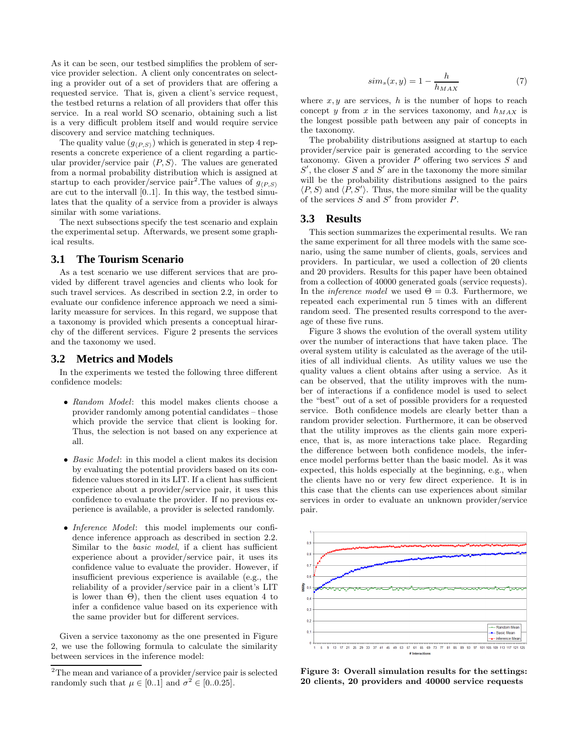As it can be seen, our testbed simplifies the problem of service provider selection. A client only concentrates on selecting a provider out of a set of providers that are offering a requested service. That is, given a client's service request, the testbed returns a relation of all providers that offer this service. In a real world SO scenario, obtaining such a list is a very difficult problem itself and would require service discovery and service matching techniques.

The quality value ($g_{\langle P,S\rangle}$) which is generated in step 4 represents a concrete experience of a client regarding a particular provider/service pair $\langle P, S\rangle$. The values are generated from a normal probability distribution which is assigned at startup to each provider/service pair[2].The values of $g_{\langle P,S\rangle}$ are cut to the intervall [0..1]. In this way, the testbed simulates that the quality of a service from a provider is always similar with some variations.

The next subsections specify the test scenario and explain the experimental setup. Afterwards, we present some graphical results.

## 3.1 The Tourism Scenario

As a test scenario we use different services that are provided by different travel agencies and clients who look for such travel services. As described in section 2.2, in order to evaluate our confidence inference approach we need a similarity meassure for services. In this regard, we suppose that a taxonomy is provided which presents a conceptual hirarchy of the different services. Figure 2 presents the services and the taxonomy we used.

## 3.2 Metrics and Models

In the experiments we tested the following three different confidence models:

- *Random Model*: this model makes clients choose a provider randomly among potential candidates – those which provide the service that client is looking for. Thus, the selection is not based on any experience at all.
- *Basic Model*: in this model a client makes its decision by evaluating the potential providers based on its confidence values stored in its LIT. If a client has sufficient experience about a provider/service pair, it uses this confidence to evaluate the provider. If no previous experience is available, a provider is selected randomly.
- *Inference Model*: this model implements our confidence inference approach as described in section 2.2. Similar to the *basic model*, if a client has sufficient experience about a provider/service pair, it uses its confidence value to evaluate the provider. However, if insufficient previous experience is available (e.g., the reliability of a provider/service pair in a client's LIT is lower than $\Theta$), then the client uses equation 4 to infer a confidence value based on its experience with the same provider but for different services.

Given a service taxonomy as the one presented in Figure 2, we use the following formula to calculate the similarity between services in the inference model:

$$sim_s(x, y) = 1 - \frac{h}{h_{MAX}} \tag{7}$$

where $x, y$ are services, $h$ is the number of hops to reach concept $y$ from $x$ in the services taxonomy, and $h_{MAX}$ is the longest possible path between any pair of concepts in the taxonomy.

The probability distributions assigned at startup to each provider/service pair is generated according to the service taxonomy. Given a provider $P$ offering two services $S$ and $S'$, the closer $S$ and $S'$ are in the taxonomy the more similar will be the probability distributions assigned to the pairs $\langle P, S\rangle$ and $\langle P, S'\rangle$. Thus, the more similar will be the quality of the services $S$ and $S'$ from provider $P$.

## 3.3 Results

This section summarizes the experimental results. We ran the same experiment for all three models with the same scenario, using the same number of clients, goals, services and providers. In particular, we used a collection of 20 clients and 20 providers. Results for this paper have been obtained from a collection of 40000 generated goals (service requests). In the *inference model* we used $\Theta = 0.3$. Furthermore, we repeated each experimental run 5 times with an different random seed. The presented results correspond to the average of these five runs.

Figure 3 shows the evolution of the overall system utility over the number of interactions that have taken place. The overal system utility is calculated as the average of the utilities of all individual clients. As utility values we use the quality values a client obtains after using a service. As it can be observed, that the utility improves with the number of interactions if a confidence model is used to select the "best" out of a set of possible providers for a requested service. Both confidence models are clearly better than a random provider selection. Furthermore, it can be observed that the utility improves as the clients gain more experience, that is, as more interactions take place. Regarding the difference between both confidence models, the inference model performs better than the basic model. As it was expected, this holds especially at the beginning, e.g., when the clients have no or very few direct experience. It is in this case that the clients can use experiences about similar services in order to evaluate an unknown provider/service pair.

Utility
1
0.9
0.8
0.7
0.6
0.5
0.4
0.3
0.2
0.1
0
1 5 9 13 17 21 25 29 33 37 41 45 49 53 57 61 65 69 73 77 81 85 89 93 97 101 105 109 113 117 121 125
# Interactions
Random Mean
Basic Mean
Inference Mean

**Figure 3: Overall simulation results for the settings: 20 clients, 20 providers and 40000 service requests**

[2] The mean and variance of a provider/service pair is selected randomly such that $\mu \in [0..1]$ and $\sigma^2 \in [0..0.25]$.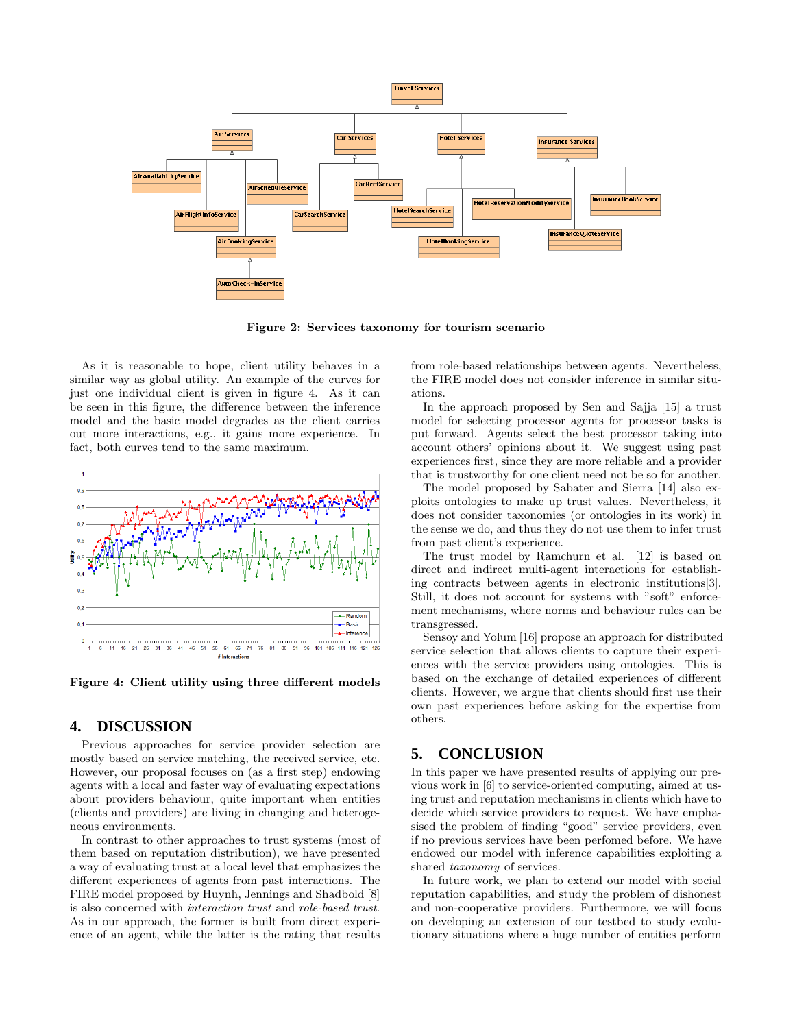Travel Services

Air Services

Car Services

Hotel Services

Insurance Services

AirAvailabilityService

AirScheduleService

AirFlightInfoService

AirBookingService

AutoCheck-InService

CarRentService

CarSearchService

HotelSearchService

HotelReservationModifyService

HotelBookingService

InsuranceBookService

InsuranceQuoteService

**Figure 2: Services taxonomy for tourism scenario**

As it is reasonable to hope, client utility behaves in a similar way as global utility. An example of the curves for just one individual client is given in figure 4. As it can be seen in this figure, the difference between the inference model and the basic model degrades as the client carries out more interactions, e.g., it gains more experience. In fact, both curves tend to the same maximum.

Utility

0
0.1
0.2
0.3
0.4
0.5
0.6
0.7
0.8
0.9
1

# Interactions

1 6 11 16 21 26 31 36 41 46 51 56 61 66 71 76 81 86 91 96 101 106 111 116 121 126

Random
Basic
Inference

**Figure 4: Client utility using three different models**

## 4. DISCUSSION

Previous approaches for service provider selection are mostly based on service matching, the received service, etc. However, our proposal focuses on (as a first step) endowing agents with a local and faster way of evaluating expectations about providers behaviour, quite important when entities (clients and providers) are living in changing and heterogeneous environments.

In contrast to other approaches to trust systems (most of them based on reputation distribution), we have presented a way of evaluating trust at a local level that emphasizes the different experiences of agents from past interactions. The FIRE model proposed by Huynh, Jennings and Shadbold [8] is also concerned with *interaction trust* and *role-based trust*. As in our approach, the former is built from direct experience of an agent, while the latter is the rating that results from role-based relationships between agents. Nevertheless, the FIRE model does not consider inference in similar situations.

In the approach proposed by Sen and Sajja [15] a trust model for selecting processor agents for processor tasks is put forward. Agents select the best processor taking into account others' opinions about it. We suggest using past experiences first, since they are more reliable and a provider that is trustworthy for one client need not be so for another.

The model proposed by Sabater and Sierra [14] also exploits ontologies to make up trust values. Nevertheless, it does not consider taxonomies (or ontologies in its work) in the sense we do, and thus they do not use them to infer trust from past client's experience.

The trust model by Ramchurn et al. [12] is based on direct and indirect multi-agent interactions for establishing contracts between agents in electronic institutions[3]. Still, it does not account for systems with "soft" enforcement mechanisms, where norms and behaviour rules can be transgressed.

Sensoy and Yolum [16] propose an approach for distributed service selection that allows clients to capture their experiences with the service providers using ontologies. This is based on the exchange of detailed experiences of different clients. However, we argue that clients should first use their own past experiences before asking for the expertise from others.

## 5. CONCLUSION

In this paper we have presented results of applying our previous work in [6] to service-oriented computing, aimed at using trust and reputation mechanisms in clients which have to decide which service providers to request. We have emphasised the problem of finding "good" service providers, even if no previous services have been perfomed before. We have endowed our model with inference capabilities exploiting a shared *taxonomy* of services.

In future work, we plan to extend our model with social reputation capabilities, and study the problem of dishonest and non-cooperative providers. Furthermore, we will focus on developing an extension of our testbed to study evolutionary situations where a huge number of entities perform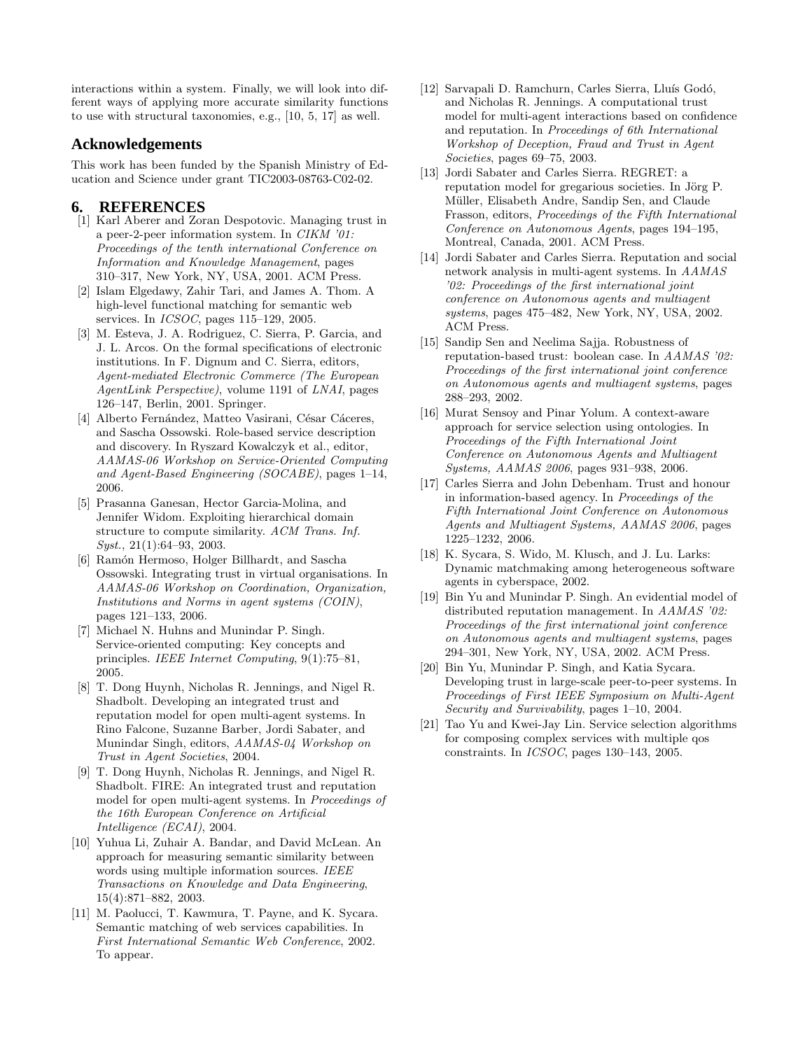interactions within a system. Finally, we will look into different ways of applying more accurate similarity functions to use with structural taxonomies, e.g., [10, 5, 17] as well.

## Acknowledgements

This work has been funded by the Spanish Ministry of Education and Science under grant TIC2003-08763-C02-02.

## 6. REFERENCES

[1] Karl Aberer and Zoran Despotovic. Managing trust in a peer-2-peer information system. In *CIKM '01: Proceedings of the tenth international Conference on Information and Knowledge Management*, pages 310–317, New York, NY, USA, 2001. ACM Press.

[2] Islam Elgedawy, Zahir Tari, and James A. Thom. A high-level functional matching for semantic web services. In *ICSOC*, pages 115–129, 2005.

[3] M. Esteva, J. A. Rodriguez, C. Sierra, P. Garcia, and J. L. Arcos. On the formal specifications of electronic institutions. In F. Dignum and C. Sierra, editors, *Agent-mediated Electronic Commerce (The European AgentLink Perspective)*, volume 1191 of *LNAI*, pages 126–147, Berlin, 2001. Springer.

[4] Alberto Fernández, Matteo Vasirani, César Cáceres, and Sascha Ossowski. Role-based service description and discovery. In Ryszard Kowalczyk et al., editor, *AAMAS-06 Workshop on Service-Oriented Computing and Agent-Based Engineering (SOCABE)*, pages 1–14, 2006.

[5] Prasanna Ganesan, Hector Garcia-Molina, and Jennifer Widom. Exploiting hierarchical domain structure to compute similarity. *ACM Trans. Inf. Syst.*, 21(1):64–93, 2003.

[6] Ramón Hermoso, Holger Billhardt, and Sascha Ossowski. Integrating trust in virtual organisations. In *AAMAS-06 Workshop on Coordination, Organization, Institutions and Norms in agent systems (COIN)*, pages 121–133, 2006.

[7] Michael N. Huhns and Munindar P. Singh. Service-oriented computing: Key concepts and principles. *IEEE Internet Computing*, 9(1):75–81, 2005.

[8] T. Dong Huynh, Nicholas R. Jennings, and Nigel R. Shadbolt. Developing an integrated trust and reputation model for open multi-agent systems. In Rino Falcone, Suzanne Barber, Jordi Sabater, and Munindar Singh, editors, *AAMAS-04 Workshop on Trust in Agent Societies*, 2004.

[9] T. Dong Huynh, Nicholas R. Jennings, and Nigel R. Shadbolt. FIRE: An integrated trust and reputation model for open multi-agent systems. In *Proceedings of the 16th European Conference on Artificial Intelligence (ECAI)*, 2004.

[10] Yuhua Li, Zuhair A. Bandar, and David McLean. An approach for measuring semantic similarity between words using multiple information sources. *IEEE Transactions on Knowledge and Data Engineering*, 15(4):871–882, 2003.

[11] M. Paolucci, T. Kawmura, T. Payne, and K. Sycara. Semantic matching of web services capabilities. In *First International Semantic Web Conference*, 2002. To appear.

[12] Sarvapali D. Ramchurn, Carles Sierra, Lluís Godó, and Nicholas R. Jennings. A computational trust model for multi-agent interactions based on confidence and reputation. In *Proceedings of 6th International Workshop of Deception, Fraud and Trust in Agent Societies*, pages 69–75, 2003.

[13] Jordi Sabater and Carles Sierra. REGRET: a reputation model for gregarious societies. In Jörg P. Müller, Elisabeth Andre, Sandip Sen, and Claude Frasson, editors, *Proceedings of the Fifth International Conference on Autonomous Agents*, pages 194–195, Montreal, Canada, 2001. ACM Press.

[14] Jordi Sabater and Carles Sierra. Reputation and social network analysis in multi-agent systems. In *AAMAS '02: Proceedings of the first international joint conference on Autonomous agents and multiagent systems*, pages 475–482, New York, NY, USA, 2002. ACM Press.

[15] Sandip Sen and Neelima Sajja. Robustness of reputation-based trust: boolean case. In *AAMAS '02: Proceedings of the first international joint conference on Autonomous agents and multiagent systems*, pages 288–293, 2002.

[16] Murat Sensoy and Pinar Yolum. A context-aware approach for service selection using ontologies. In *Proceedings of the Fifth International Joint Conference on Autonomous Agents and Multiagent Systems, AAMAS 2006*, pages 931–938, 2006.

[17] Carles Sierra and John Debenham. Trust and honour in information-based agency. In *Proceedings of the Fifth International Joint Conference on Autonomous Agents and Multiagent Systems, AAMAS 2006*, pages 1225–1232, 2006.

[18] K. Sycara, S. Wido, M. Klusch, and J. Lu. Larks: Dynamic matchmaking among heterogeneous software agents in cyberspace, 2002.

[19] Bin Yu and Munindar P. Singh. An evidential model of distributed reputation management. In *AAMAS '02: Proceedings of the first international joint conference on Autonomous agents and multiagent systems*, pages 294–301, New York, NY, USA, 2002. ACM Press.

[20] Bin Yu, Munindar P. Singh, and Katia Sycara. Developing trust in large-scale peer-to-peer systems. In *Proceedings of First IEEE Symposium on Multi-Agent Security and Survivability*, pages 1–10, 2004.

[21] Tao Yu and Kwei-Jay Lin. Service selection algorithms for composing complex services with multiple qos constraints. In *ICSOC*, pages 130–143, 2005.